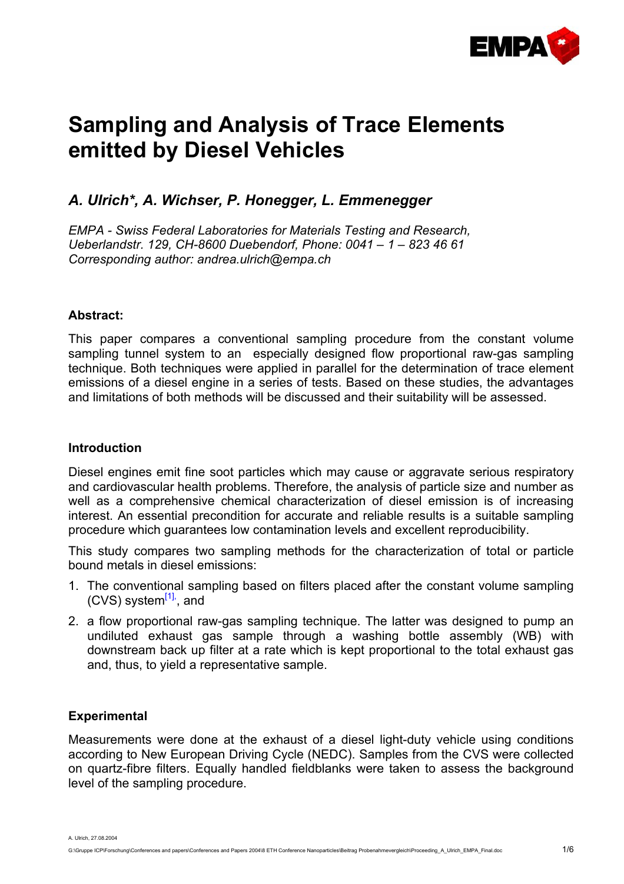# Sampling and Analysis of Trace Elements emitted by Diesel Vehicles

## *A. Ulrich\*, A. Wichser, P. Honegger, L. Emmenegger*

*EMPA - Swiss Federal Laboratories for Materials Testing and Research, Ueberlandstr. 129, CH-8600 Duebendorf, Phone: 0041 – 1 – 823 46 61*
*Corresponding author: andrea.ulrich@empa.ch*

**Abstract:**

This paper compares a conventional sampling procedure from the constant volume sampling tunnel system to an especially designed flow proportional raw-gas sampling technique. Both techniques were applied in parallel for the determination of trace element emissions of a diesel engine in a series of tests. Based on these studies, the advantages and limitations of both methods will be discussed and their suitability will be assessed.

**Introduction**

Diesel engines emit fine soot particles which may cause or aggravate serious respiratory and cardiovascular health problems. Therefore, the analysis of particle size and number as well as a comprehensive chemical characterization of diesel emission is of increasing interest. An essential precondition for accurate and reliable results is a suitable sampling procedure which guarantees low contamination levels and excellent reproducibility.

This study compares two sampling methods for the characterization of total or particle bound metals in diesel emissions:

1. The conventional sampling based on filters placed after the constant volume sampling (CVS) system[1], and
2. a flow proportional raw-gas sampling technique. The latter was designed to pump an undiluted exhaust gas sample through a washing bottle assembly (WB) with downstream back up filter at a rate which is kept proportional to the total exhaust gas and, thus, to yield a representative sample.

**Experimental**

Measurements were done at the exhaust of a diesel light-duty vehicle using conditions according to New European Driving Cycle (NEDC). Samples from the CVS were collected on quartz-fibre filters. Equally handled fieldblanks were taken to assess the background level of the sampling procedure.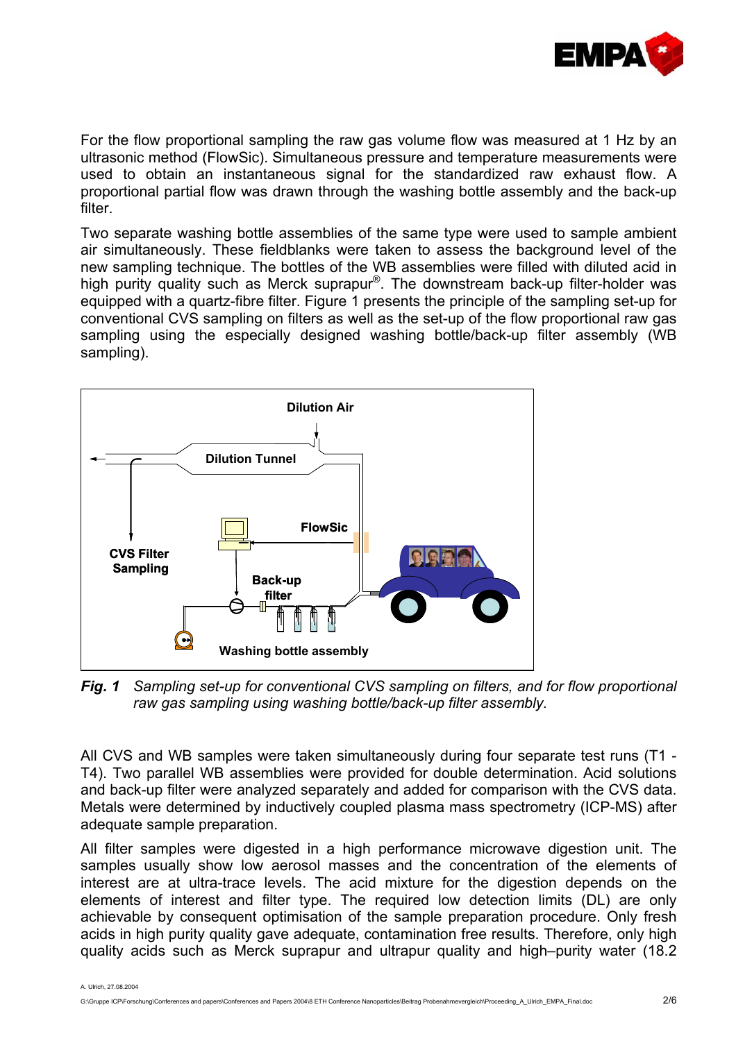For the flow proportional sampling the raw gas volume flow was measured at 1 Hz by an ultrasonic method (FlowSic). Simultaneous pressure and temperature measurements were used to obtain an instantaneous signal for the standardized raw exhaust flow. A proportional partial flow was drawn through the washing bottle assembly and the back-up filter.

Two separate washing bottle assemblies of the same type were used to sample ambient air simultaneously. These fieldblanks were taken to assess the background level of the new sampling technique. The bottles of the WB assemblies were filled with diluted acid in high purity quality such as Merck suprapur®. The downstream back-up filter-holder was equipped with a quartz-fibre filter. Figure 1 presents the principle of the sampling set-up for conventional CVS sampling on filters as well as the set-up of the flow proportional raw gas sampling using the especially designed washing bottle/back-up filter assembly (WB sampling).

***Fig. 1*** *Sampling set-up for conventional CVS sampling on filters, and for flow proportional raw gas sampling using washing bottle/back-up filter assembly.*

All CVS and WB samples were taken simultaneously during four separate test runs (T1 - T4). Two parallel WB assemblies were provided for double determination. Acid solutions and back-up filter were analyzed separately and added for comparison with the CVS data. Metals were determined by inductively coupled plasma mass spectrometry (ICP-MS) after adequate sample preparation.

All filter samples were digested in a high performance microwave digestion unit. The samples usually show low aerosol masses and the concentration of the elements of interest are at ultra-trace levels. The acid mixture for the digestion depends on the elements of interest and filter type. The required low detection limits (DL) are only achievable by consequent optimisation of the sample preparation procedure. Only fresh acids in high purity quality gave adequate, contamination free results. Therefore, only high quality acids such as Merck suprapur and ultrapur quality and high–purity water (18.2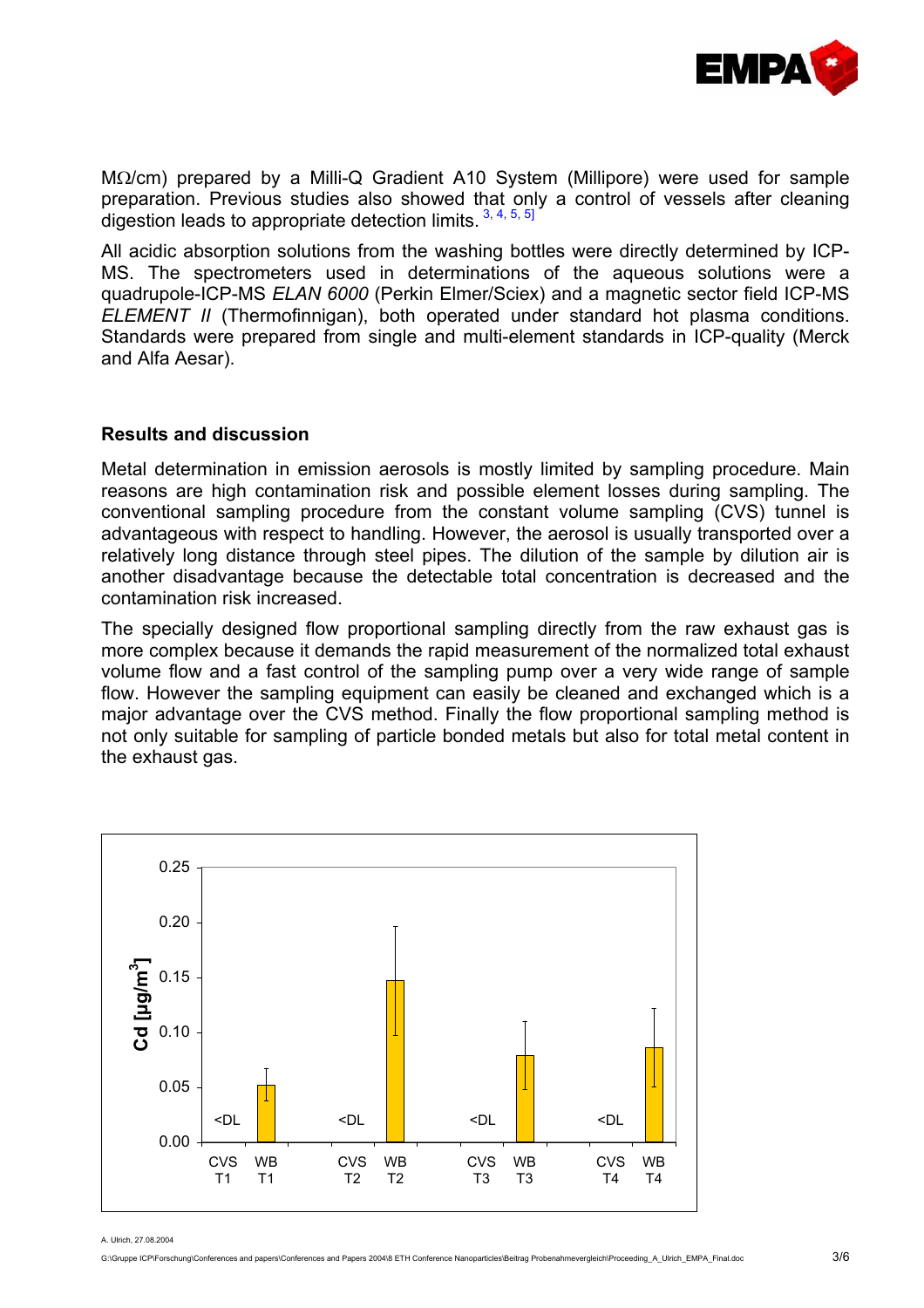MΩ/cm) prepared by a Milli-Q Gradient A10 System (Millipore) were used for sample preparation. Previous studies also showed that only a control of vessels after cleaning digestion leads to appropriate detection limits. [3, 4, 5]

All acidic absorption solutions from the washing bottles were directly determined by ICP-MS. The spectrometers used in determinations of the aqueous solutions were a quadrupole-ICP-MS *ELAN 6000* (Perkin Elmer/Sciex) and a magnetic sector field ICP-MS *ELEMENT II* (Thermofinnigan), both operated under standard hot plasma conditions. Standards were prepared from single and multi-element standards in ICP-quality (Merck and Alfa Aesar).

## Results and discussion

Metal determination in emission aerosols is mostly limited by sampling procedure. Main reasons are high contamination risk and possible element losses during sampling. The conventional sampling procedure from the constant volume sampling (CVS) tunnel is advantageous with respect to handling. However, the aerosol is usually transported over a relatively long distance through steel pipes. The dilution of the sample by dilution air is another disadvantage because the detectable total concentration is decreased and the contamination risk increased.

The specially designed flow proportional sampling directly from the raw exhaust gas is more complex because it demands the rapid measurement of the normalized total exhaust volume flow and a fast control of the sampling pump over a very wide range of sample flow. However the sampling equipment can easily be cleaned and exchanged which is a major advantage over the CVS method. Finally the flow proportional sampling method is not only suitable for sampling of particle bonded metals but also for total metal content in the exhaust gas.

Cd [µg/m³]

| | CVS T1 | WB T1 | CVS T2 | WB T2 | CVS T3 | WB T3 | CVS T4 | WB T4 |
|---|---|---|---|---|---|---|---|---|
| Cd [µg/m³] | <DL | ~0.05 | <DL | ~0.15 | <DL | ~0.08 | <DL | ~0.09 |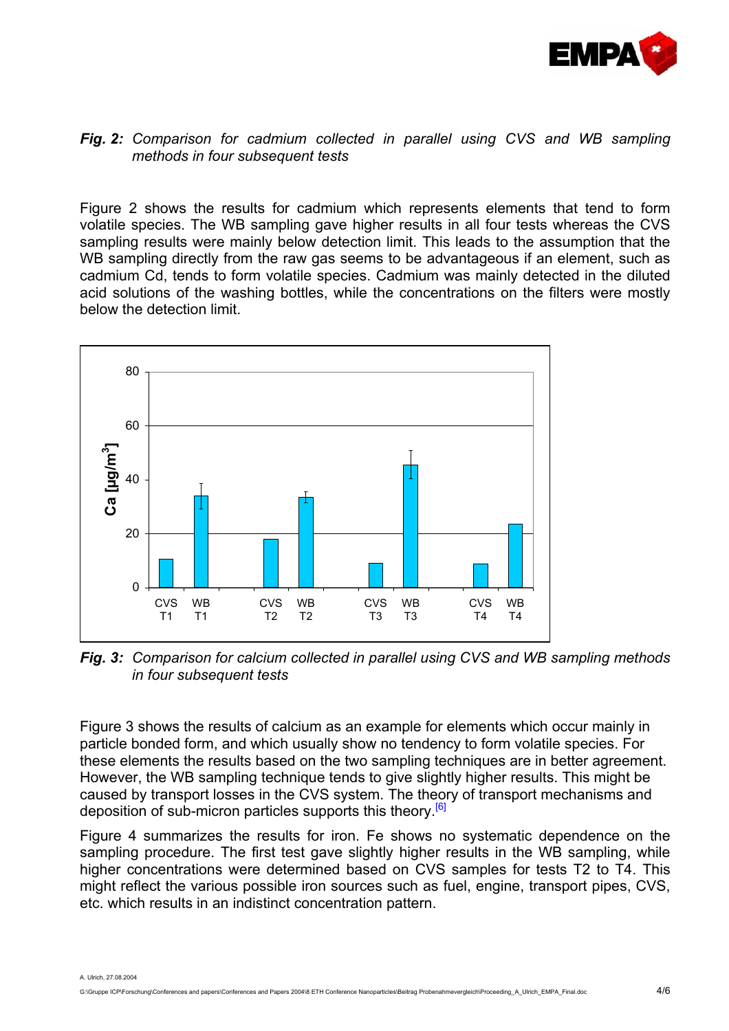***Fig. 2:*** *Comparison for cadmium collected in parallel using CVS and WB sampling methods in four subsequent tests*

Figure 2 shows the results for cadmium which represents elements that tend to form volatile species. The WB sampling gave higher results in all four tests whereas the CVS sampling results were mainly below detection limit. This leads to the assumption that the WB sampling directly from the raw gas seems to be advantageous if an element, such as cadmium Cd, tends to form volatile species. Cadmium was mainly detected in the diluted acid solutions of the washing bottles, while the concentrations on the filters were mostly below the detection limit.

***Fig. 3:*** *Comparison for calcium collected in parallel using CVS and WB sampling methods in four subsequent tests*

Figure 3 shows the results of calcium as an example for elements which occur mainly in particle bonded form, and which usually show no tendency to form volatile species. For these elements the results based on the two sampling techniques are in better agreement. However, the WB sampling technique tends to give slightly higher results. This might be caused by transport losses in the CVS system. The theory of transport mechanisms and deposition of sub-micron particles supports this theory.[6]

Figure 4 summarizes the results for iron. Fe shows no systematic dependence on the sampling procedure. The first test gave slightly higher results in the WB sampling, while higher concentrations were determined based on CVS samples for tests T2 to T4. This might reflect the various possible iron sources such as fuel, engine, transport pipes, CVS, etc. which results in an indistinct concentration pattern.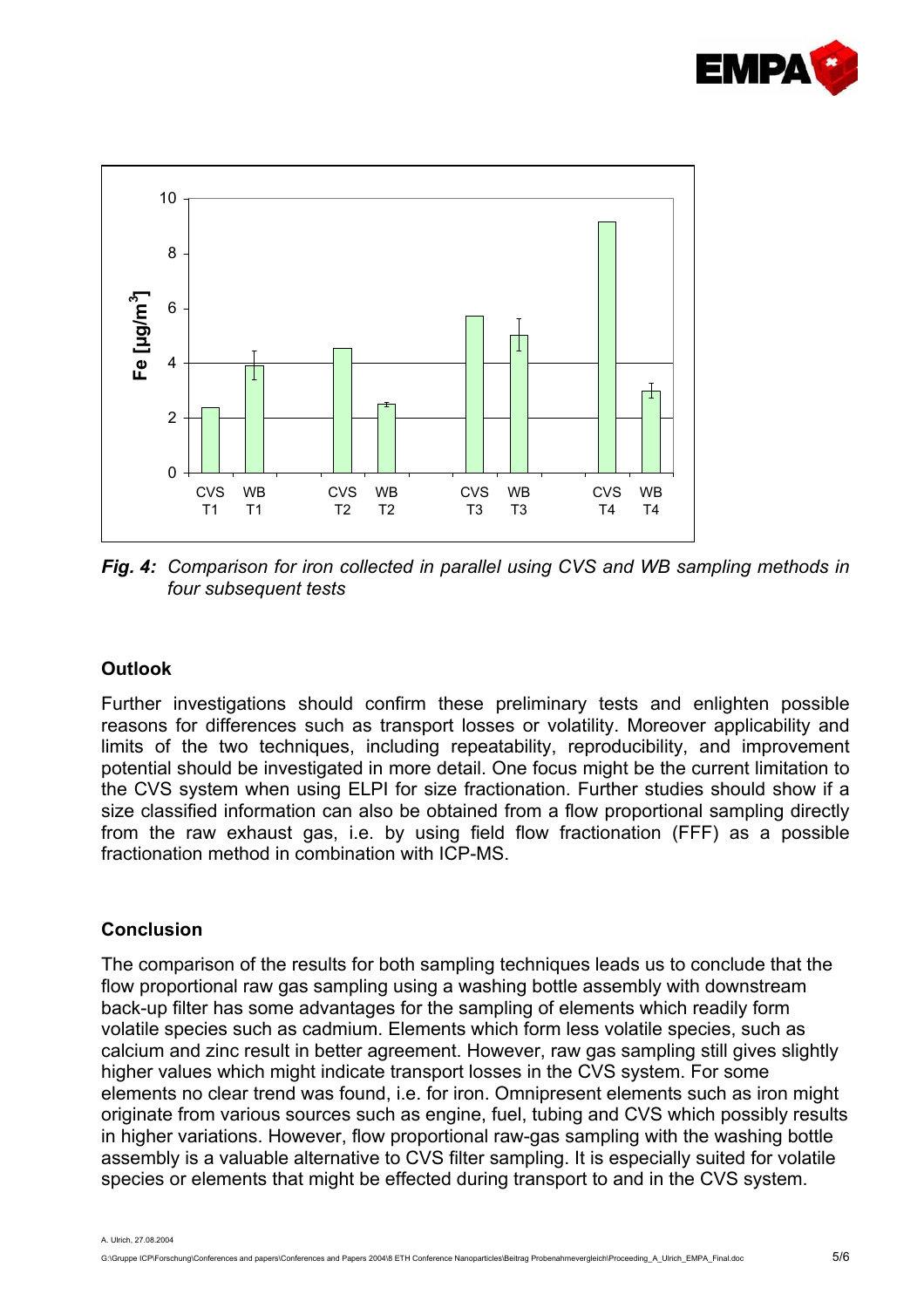*Fig. 4: Comparison for iron collected in parallel using CVS and WB sampling methods in four subsequent tests*

## Outlook

Further investigations should confirm these preliminary tests and enlighten possible reasons for differences such as transport losses or volatility. Moreover applicability and limits of the two techniques, including repeatability, reproducibility, and improvement potential should be investigated in more detail. One focus might be the current limitation to the CVS system when using ELPI for size fractionation. Further studies should show if a size classified information can also be obtained from a flow proportional sampling directly from the raw exhaust gas, i.e. by using field flow fractionation (FFF) as a possible fractionation method in combination with ICP-MS.

## Conclusion

The comparison of the results for both sampling techniques leads us to conclude that the flow proportional raw gas sampling using a washing bottle assembly with downstream back-up filter has some advantages for the sampling of elements which readily form volatile species such as cadmium. Elements which form less volatile species, such as calcium and zinc result in better agreement. However, raw gas sampling still gives slightly higher values which might indicate transport losses in the CVS system. For some elements no clear trend was found, i.e. for iron. Omnipresent elements such as iron might originate from various sources such as engine, fuel, tubing and CVS which possibly results in higher variations. However, flow proportional raw-gas sampling with the washing bottle assembly is a valuable alternative to CVS filter sampling. It is especially suited for volatile species or elements that might be effected during transport to and in the CVS system.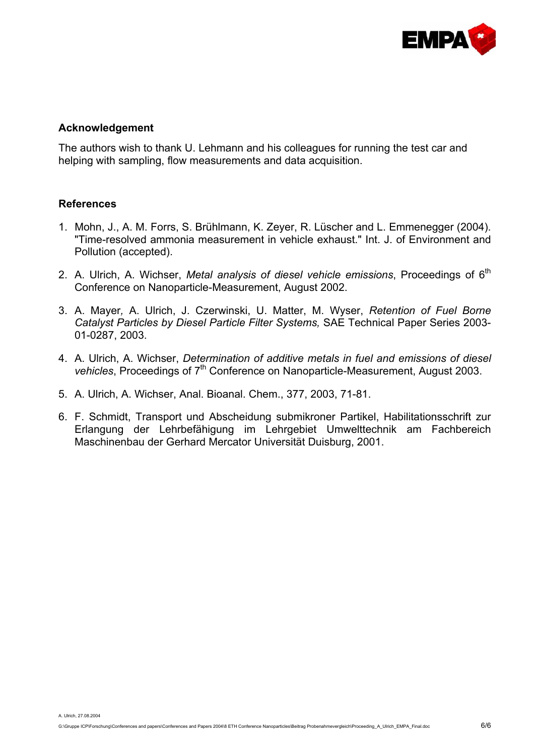## Acknowledgement

The authors wish to thank U. Lehmann and his colleagues for running the test car and helping with sampling, flow measurements and data acquisition.

## References

1. Mohn, J., A. M. Forrs, S. Brühlmann, K. Zeyer, R. Lüscher and L. Emmenegger (2004). "Time-resolved ammonia measurement in vehicle exhaust." Int. J. of Environment and Pollution (accepted).
2. A. Ulrich, A. Wichser, *Metal analysis of diesel vehicle emissions*, Proceedings of 6th Conference on Nanoparticle-Measurement, August 2002.
3. A. Mayer, A. Ulrich, J. Czerwinski, U. Matter, M. Wyser, *Retention of Fuel Borne Catalyst Particles by Diesel Particle Filter Systems,* SAE Technical Paper Series 2003-01-0287, 2003.
4. A. Ulrich, A. Wichser, *Determination of additive metals in fuel and emissions of diesel vehicles*, Proceedings of 7th Conference on Nanoparticle-Measurement, August 2003.
5. A. Ulrich, A. Wichser, Anal. Bioanal. Chem., 377, 2003, 71-81.
6. F. Schmidt, Transport und Abscheidung submikroner Partikel, Habilitationsschrift zur Erlangung der Lehrbefähigung im Lehrgebiet Umwelttechnik am Fachbereich Maschinenbau der Gerhard Mercator Universität Duisburg, 2001.